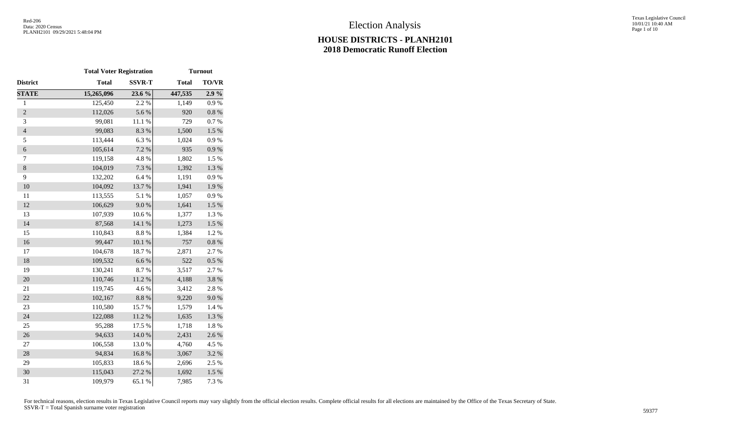# Election Analysis

## HOUSE DISTRICTS - PLANH2101
## 2018 Democratic Runoff Election

| | Total Voter Registration | | Turnout | |
|---|---|---|---|---|
| **District** | **Total** | **SSVR-T** | **Total** | **TO/VR** |
| **STATE** | **15,265,096** | **23.6 %** | **447,535** | **2.9 %** |
| 1 | 125,450 | 2.2 % | 1,149 | 0.9 % |
| 2 | 112,026 | 5.6 % | 920 | 0.8 % |
| 3 | 99,081 | 11.1 % | 729 | 0.7 % |
| 4 | 99,083 | 8.3 % | 1,500 | 1.5 % |
| 5 | 113,444 | 6.3 % | 1,024 | 0.9 % |
| 6 | 105,614 | 7.2 % | 935 | 0.9 % |
| 7 | 119,158 | 4.8 % | 1,802 | 1.5 % |
| 8 | 104,019 | 7.3 % | 1,392 | 1.3 % |
| 9 | 132,202 | 6.4 % | 1,191 | 0.9 % |
| 10 | 104,092 | 13.7 % | 1,941 | 1.9 % |
| 11 | 113,555 | 5.1 % | 1,057 | 0.9 % |
| 12 | 106,629 | 9.0 % | 1,641 | 1.5 % |
| 13 | 107,939 | 10.6 % | 1,377 | 1.3 % |
| 14 | 87,568 | 14.1 % | 1,273 | 1.5 % |
| 15 | 110,843 | 8.8 % | 1,384 | 1.2 % |
| 16 | 99,447 | 10.1 % | 757 | 0.8 % |
| 17 | 104,678 | 18.7 % | 2,871 | 2.7 % |
| 18 | 109,532 | 6.6 % | 522 | 0.5 % |
| 19 | 130,241 | 8.7 % | 3,517 | 2.7 % |
| 20 | 110,746 | 11.2 % | 4,188 | 3.8 % |
| 21 | 119,745 | 4.6 % | 3,412 | 2.8 % |
| 22 | 102,167 | 8.8 % | 9,220 | 9.0 % |
| 23 | 110,580 | 15.7 % | 1,579 | 1.4 % |
| 24 | 122,088 | 11.2 % | 1,635 | 1.3 % |
| 25 | 95,288 | 17.5 % | 1,718 | 1.8 % |
| 26 | 94,633 | 14.0 % | 2,431 | 2.6 % |
| 27 | 106,558 | 13.0 % | 4,760 | 4.5 % |
| 28 | 94,834 | 16.8 % | 3,067 | 3.2 % |
| 29 | 105,833 | 18.6 % | 2,696 | 2.5 % |
| 30 | 115,043 | 27.2 % | 1,692 | 1.5 % |
| 31 | 109,979 | 65.1 % | 7,985 | 7.3 % |

For technical reasons, election results in Texas Legislative Council reports may vary slightly from the official election results. Complete official results for all elections are maintained by the Office of the Texas Secretary of State.
SSVR-T = Total Spanish surname voter registration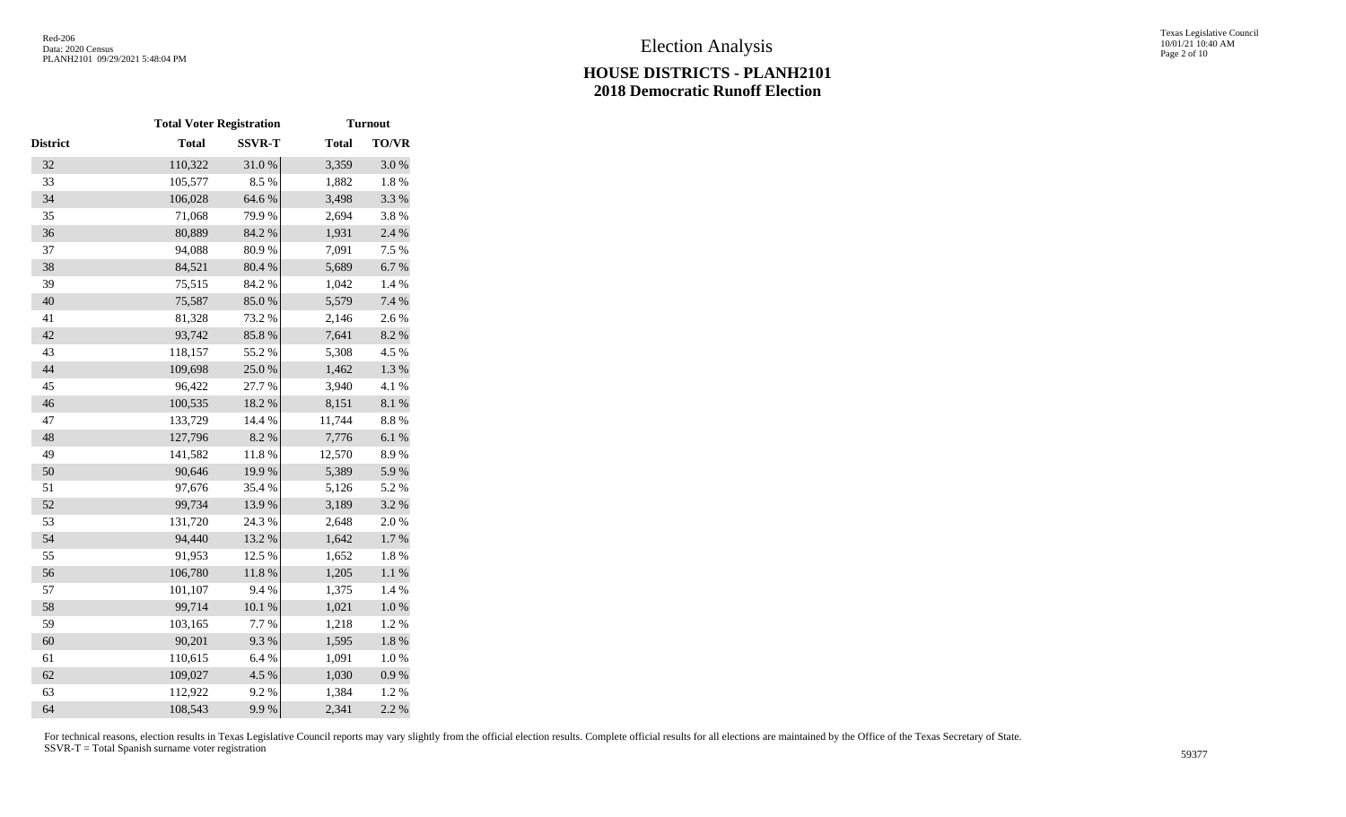# Election Analysis

## HOUSE DISTRICTS - PLANH2101
## 2018 Democratic Runoff Election

| | Total Voter Registration | | Turnout | |
|---|---|---|---|---|
| District | Total | SSVR-T | Total | TO/VR |
| 32 | 110,322 | 31.0 % | 3,359 | 3.0 % |
| 33 | 105,577 | 8.5 % | 1,882 | 1.8 % |
| 34 | 106,028 | 64.6 % | 3,498 | 3.3 % |
| 35 | 71,068 | 79.9 % | 2,694 | 3.8 % |
| 36 | 80,889 | 84.2 % | 1,931 | 2.4 % |
| 37 | 94,088 | 80.9 % | 7,091 | 7.5 % |
| 38 | 84,521 | 80.4 % | 5,689 | 6.7 % |
| 39 | 75,515 | 84.2 % | 1,042 | 1.4 % |
| 40 | 75,587 | 85.0 % | 5,579 | 7.4 % |
| 41 | 81,328 | 73.2 % | 2,146 | 2.6 % |
| 42 | 93,742 | 85.8 % | 7,641 | 8.2 % |
| 43 | 118,157 | 55.2 % | 5,308 | 4.5 % |
| 44 | 109,698 | 25.0 % | 1,462 | 1.3 % |
| 45 | 96,422 | 27.7 % | 3,940 | 4.1 % |
| 46 | 100,535 | 18.2 % | 8,151 | 8.1 % |
| 47 | 133,729 | 14.4 % | 11,744 | 8.8 % |
| 48 | 127,796 | 8.2 % | 7,776 | 6.1 % |
| 49 | 141,582 | 11.8 % | 12,570 | 8.9 % |
| 50 | 90,646 | 19.9 % | 5,389 | 5.9 % |
| 51 | 97,676 | 35.4 % | 5,126 | 5.2 % |
| 52 | 99,734 | 13.9 % | 3,189 | 3.2 % |
| 53 | 131,720 | 24.3 % | 2,648 | 2.0 % |
| 54 | 94,440 | 13.2 % | 1,642 | 1.7 % |
| 55 | 91,953 | 12.5 % | 1,652 | 1.8 % |
| 56 | 106,780 | 11.8 % | 1,205 | 1.1 % |
| 57 | 101,107 | 9.4 % | 1,375 | 1.4 % |
| 58 | 99,714 | 10.1 % | 1,021 | 1.0 % |
| 59 | 103,165 | 7.7 % | 1,218 | 1.2 % |
| 60 | 90,201 | 9.3 % | 1,595 | 1.8 % |
| 61 | 110,615 | 6.4 % | 1,091 | 1.0 % |
| 62 | 109,027 | 4.5 % | 1,030 | 0.9 % |
| 63 | 112,922 | 9.2 % | 1,384 | 1.2 % |
| 64 | 108,543 | 9.9 % | 2,341 | 2.2 % |

For technical reasons, election results in Texas Legislative Council reports may vary slightly from the official election results. Complete official results for all elections are maintained by the Office of the Texas Secretary of State.
SSVR-T = Total Spanish surname voter registration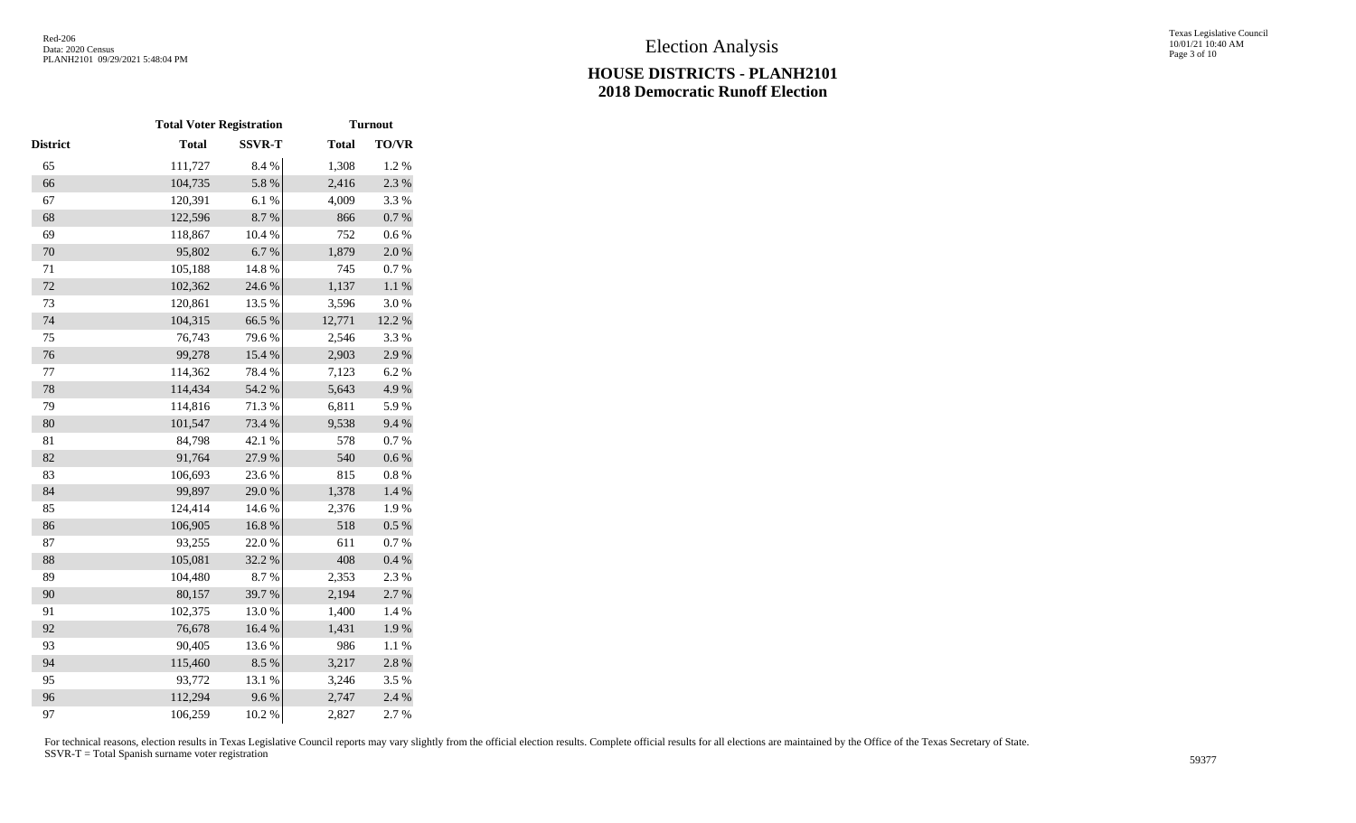# Election Analysis

## HOUSE DISTRICTS - PLANH2101
## 2018 Democratic Runoff Election

| | Total Voter Registration | | Turnout | |
|---|---|---|---|---|
| District | Total | SSVR-T | Total | TO/VR |
| 65 | 111,727 | 8.4 % | 1,308 | 1.2 % |
| 66 | 104,735 | 5.8 % | 2,416 | 2.3 % |
| 67 | 120,391 | 6.1 % | 4,009 | 3.3 % |
| 68 | 122,596 | 8.7 % | 866 | 0.7 % |
| 69 | 118,867 | 10.4 % | 752 | 0.6 % |
| 70 | 95,802 | 6.7 % | 1,879 | 2.0 % |
| 71 | 105,188 | 14.8 % | 745 | 0.7 % |
| 72 | 102,362 | 24.6 % | 1,137 | 1.1 % |
| 73 | 120,861 | 13.5 % | 3,596 | 3.0 % |
| 74 | 104,315 | 66.5 % | 12,771 | 12.2 % |
| 75 | 76,743 | 79.6 % | 2,546 | 3.3 % |
| 76 | 99,278 | 15.4 % | 2,903 | 2.9 % |
| 77 | 114,362 | 78.4 % | 7,123 | 6.2 % |
| 78 | 114,434 | 54.2 % | 5,643 | 4.9 % |
| 79 | 114,816 | 71.3 % | 6,811 | 5.9 % |
| 80 | 101,547 | 73.4 % | 9,538 | 9.4 % |
| 81 | 84,798 | 42.1 % | 578 | 0.7 % |
| 82 | 91,764 | 27.9 % | 540 | 0.6 % |
| 83 | 106,693 | 23.6 % | 815 | 0.8 % |
| 84 | 99,897 | 29.0 % | 1,378 | 1.4 % |
| 85 | 124,414 | 14.6 % | 2,376 | 1.9 % |
| 86 | 106,905 | 16.8 % | 518 | 0.5 % |
| 87 | 93,255 | 22.0 % | 611 | 0.7 % |
| 88 | 105,081 | 32.2 % | 408 | 0.4 % |
| 89 | 104,480 | 8.7 % | 2,353 | 2.3 % |
| 90 | 80,157 | 39.7 % | 2,194 | 2.7 % |
| 91 | 102,375 | 13.0 % | 1,400 | 1.4 % |
| 92 | 76,678 | 16.4 % | 1,431 | 1.9 % |
| 93 | 90,405 | 13.6 % | 986 | 1.1 % |
| 94 | 115,460 | 8.5 % | 3,217 | 2.8 % |
| 95 | 93,772 | 13.1 % | 3,246 | 3.5 % |
| 96 | 112,294 | 9.6 % | 2,747 | 2.4 % |
| 97 | 106,259 | 10.2 % | 2,827 | 2.7 % |

For technical reasons, election results in Texas Legislative Council reports may vary slightly from the official election results. Complete official results for all elections are maintained by the Office of the Texas Secretary of State.
SSVR-T = Total Spanish surname voter registration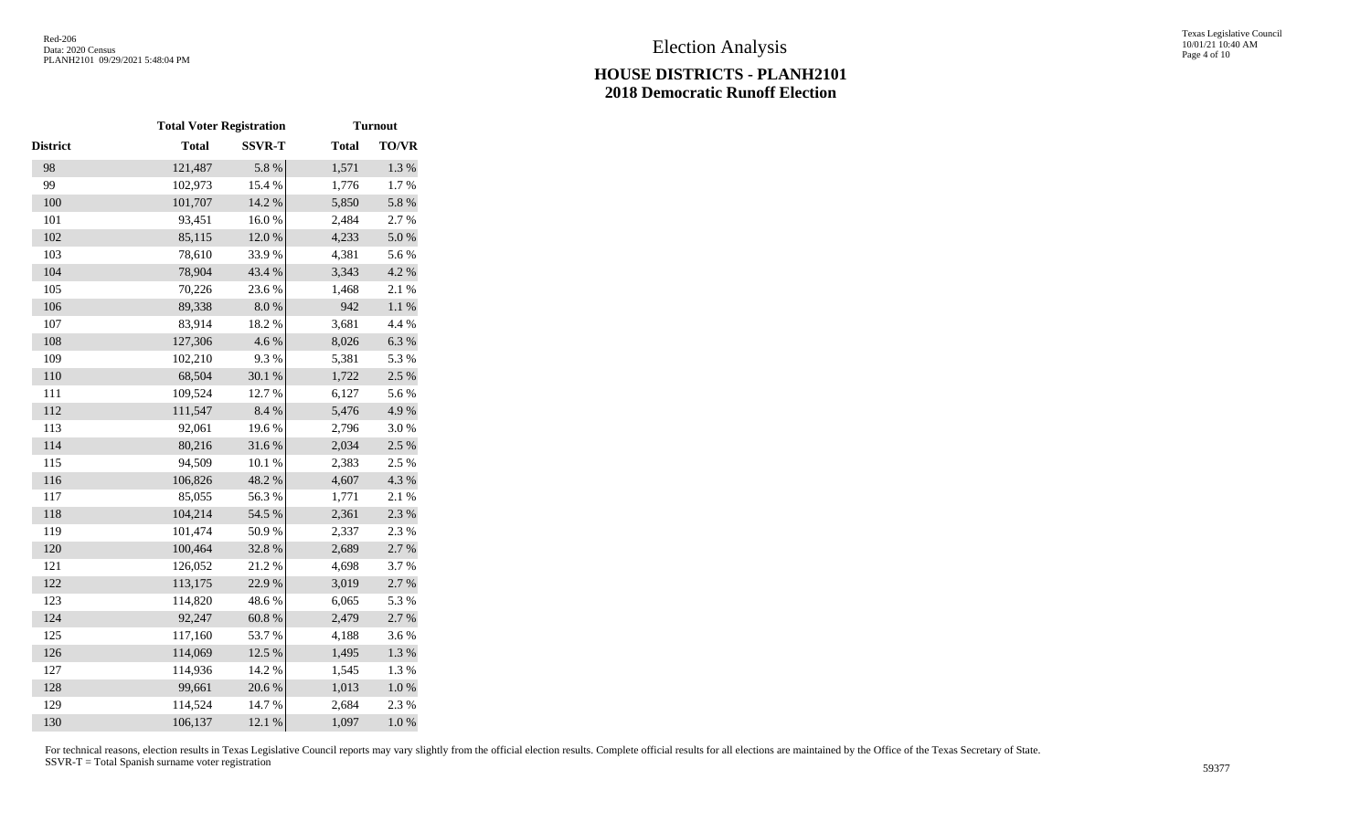# Election Analysis

## HOUSE DISTRICTS - PLANH2101
## 2018 Democratic Runoff Election

| | Total Voter Registration | | Turnout | |
|---|---|---|---|---|
| District | Total | SSVR-T | Total | TO/VR |
| 98 | 121,487 | 5.8 % | 1,571 | 1.3 % |
| 99 | 102,973 | 15.4 % | 1,776 | 1.7 % |
| 100 | 101,707 | 14.2 % | 5,850 | 5.8 % |
| 101 | 93,451 | 16.0 % | 2,484 | 2.7 % |
| 102 | 85,115 | 12.0 % | 4,233 | 5.0 % |
| 103 | 78,610 | 33.9 % | 4,381 | 5.6 % |
| 104 | 78,904 | 43.4 % | 3,343 | 4.2 % |
| 105 | 70,226 | 23.6 % | 1,468 | 2.1 % |
| 106 | 89,338 | 8.0 % | 942 | 1.1 % |
| 107 | 83,914 | 18.2 % | 3,681 | 4.4 % |
| 108 | 127,306 | 4.6 % | 8,026 | 6.3 % |
| 109 | 102,210 | 9.3 % | 5,381 | 5.3 % |
| 110 | 68,504 | 30.1 % | 1,722 | 2.5 % |
| 111 | 109,524 | 12.7 % | 6,127 | 5.6 % |
| 112 | 111,547 | 8.4 % | 5,476 | 4.9 % |
| 113 | 92,061 | 19.6 % | 2,796 | 3.0 % |
| 114 | 80,216 | 31.6 % | 2,034 | 2.5 % |
| 115 | 94,509 | 10.1 % | 2,383 | 2.5 % |
| 116 | 106,826 | 48.2 % | 4,607 | 4.3 % |
| 117 | 85,055 | 56.3 % | 1,771 | 2.1 % |
| 118 | 104,214 | 54.5 % | 2,361 | 2.3 % |
| 119 | 101,474 | 50.9 % | 2,337 | 2.3 % |
| 120 | 100,464 | 32.8 % | 2,689 | 2.7 % |
| 121 | 126,052 | 21.2 % | 4,698 | 3.7 % |
| 122 | 113,175 | 22.9 % | 3,019 | 2.7 % |
| 123 | 114,820 | 48.6 % | 6,065 | 5.3 % |
| 124 | 92,247 | 60.8 % | 2,479 | 2.7 % |
| 125 | 117,160 | 53.7 % | 4,188 | 3.6 % |
| 126 | 114,069 | 12.5 % | 1,495 | 1.3 % |
| 127 | 114,936 | 14.2 % | 1,545 | 1.3 % |
| 128 | 99,661 | 20.6 % | 1,013 | 1.0 % |
| 129 | 114,524 | 14.7 % | 2,684 | 2.3 % |
| 130 | 106,137 | 12.1 % | 1,097 | 1.0 % |

For technical reasons, election results in Texas Legislative Council reports may vary slightly from the official election results. Complete official results for all elections are maintained by the Office of the Texas Secretary of State.
SSVR-T = Total Spanish surname voter registration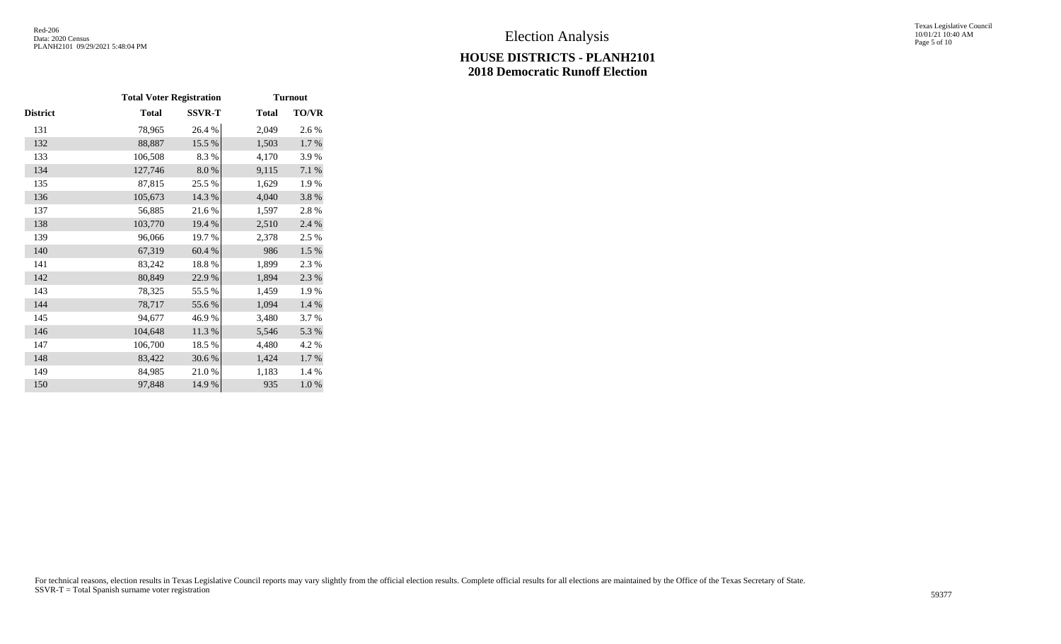# Election Analysis

## HOUSE DISTRICTS - PLANH2101
## 2018 Democratic Runoff Election

| | Total Voter Registration | | Turnout | |
|---|---|---|---|---|
| **District** | **Total** | **SSVR-T** | **Total** | **TO/VR** |
| 131 | 78,965 | 26.4 % | 2,049 | 2.6 % |
| 132 | 88,887 | 15.5 % | 1,503 | 1.7 % |
| 133 | 106,508 | 8.3 % | 4,170 | 3.9 % |
| 134 | 127,746 | 8.0 % | 9,115 | 7.1 % |
| 135 | 87,815 | 25.5 % | 1,629 | 1.9 % |
| 136 | 105,673 | 14.3 % | 4,040 | 3.8 % |
| 137 | 56,885 | 21.6 % | 1,597 | 2.8 % |
| 138 | 103,770 | 19.4 % | 2,510 | 2.4 % |
| 139 | 96,066 | 19.7 % | 2,378 | 2.5 % |
| 140 | 67,319 | 60.4 % | 986 | 1.5 % |
| 141 | 83,242 | 18.8 % | 1,899 | 2.3 % |
| 142 | 80,849 | 22.9 % | 1,894 | 2.3 % |
| 143 | 78,325 | 55.5 % | 1,459 | 1.9 % |
| 144 | 78,717 | 55.6 % | 1,094 | 1.4 % |
| 145 | 94,677 | 46.9 % | 3,480 | 3.7 % |
| 146 | 104,648 | 11.3 % | 5,546 | 5.3 % |
| 147 | 106,700 | 18.5 % | 4,480 | 4.2 % |
| 148 | 83,422 | 30.6 % | 1,424 | 1.7 % |
| 149 | 84,985 | 21.0 % | 1,183 | 1.4 % |
| 150 | 97,848 | 14.9 % | 935 | 1.0 % |

For technical reasons, election results in Texas Legislative Council reports may vary slightly from the official election results. Complete official results for all elections are maintained by the Office of the Texas Secretary of State.
SSVR-T = Total Spanish surname voter registration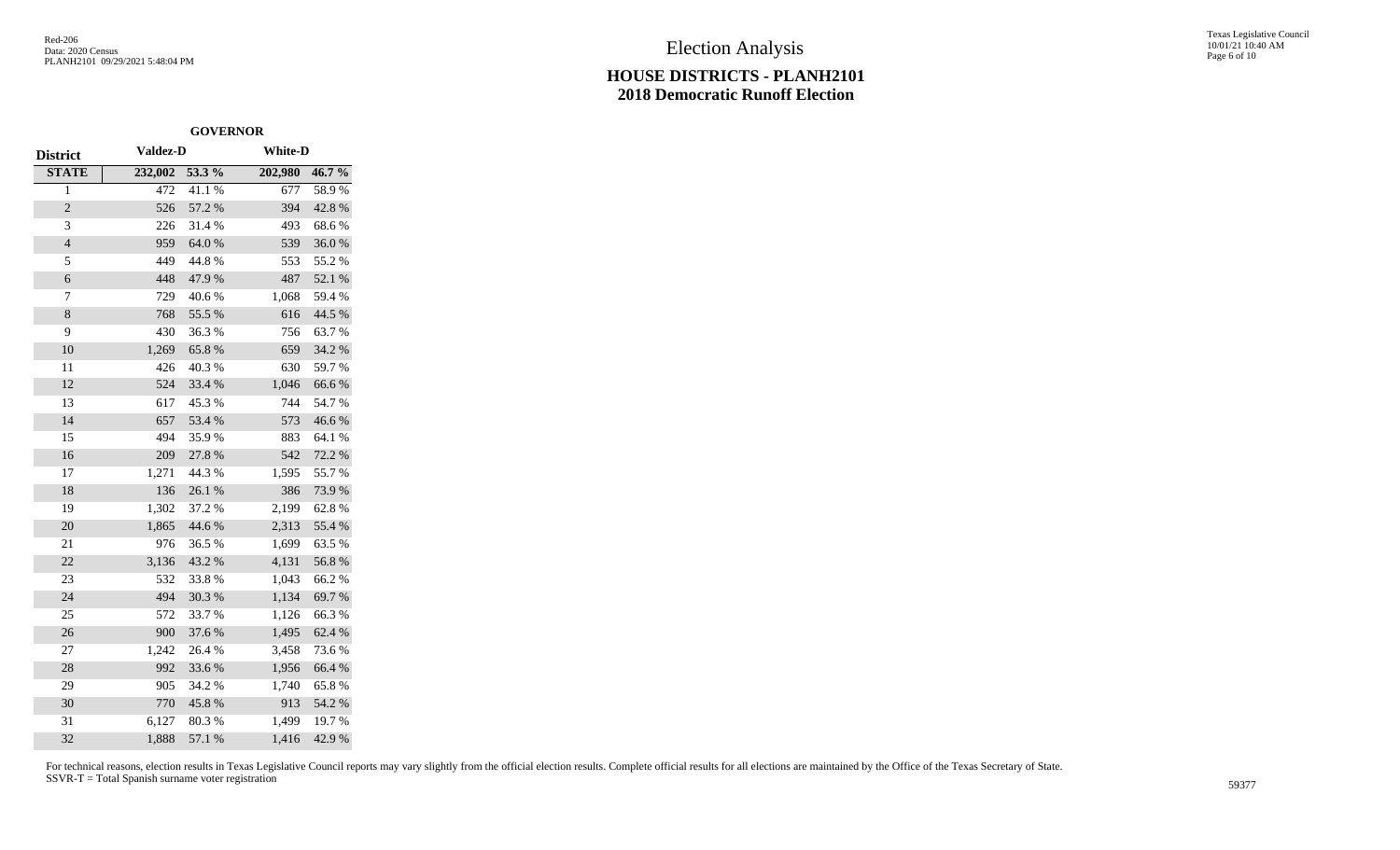# Election Analysis

## HOUSE DISTRICTS - PLANH2101
## 2018 Democratic Runoff Election

| | GOVERNOR | | | |
|---|---|---|---|---|
| **District** | **Valdez-D** | | **White-D** | |
| **STATE** | **232,002** | **53.3 %** | **202,980** | **46.7 %** |
| 1 | 472 | 41.1 % | 677 | 58.9 % |
| 2 | 526 | 57.2 % | 394 | 42.8 % |
| 3 | 226 | 31.4 % | 493 | 68.6 % |
| 4 | 959 | 64.0 % | 539 | 36.0 % |
| 5 | 449 | 44.8 % | 553 | 55.2 % |
| 6 | 448 | 47.9 % | 487 | 52.1 % |
| 7 | 729 | 40.6 % | 1,068 | 59.4 % |
| 8 | 768 | 55.5 % | 616 | 44.5 % |
| 9 | 430 | 36.3 % | 756 | 63.7 % |
| 10 | 1,269 | 65.8 % | 659 | 34.2 % |
| 11 | 426 | 40.3 % | 630 | 59.7 % |
| 12 | 524 | 33.4 % | 1,046 | 66.6 % |
| 13 | 617 | 45.3 % | 744 | 54.7 % |
| 14 | 657 | 53.4 % | 573 | 46.6 % |
| 15 | 494 | 35.9 % | 883 | 64.1 % |
| 16 | 209 | 27.8 % | 542 | 72.2 % |
| 17 | 1,271 | 44.3 % | 1,595 | 55.7 % |
| 18 | 136 | 26.1 % | 386 | 73.9 % |
| 19 | 1,302 | 37.2 % | 2,199 | 62.8 % |
| 20 | 1,865 | 44.6 % | 2,313 | 55.4 % |
| 21 | 976 | 36.5 % | 1,699 | 63.5 % |
| 22 | 3,136 | 43.2 % | 4,131 | 56.8 % |
| 23 | 532 | 33.8 % | 1,043 | 66.2 % |
| 24 | 494 | 30.3 % | 1,134 | 69.7 % |
| 25 | 572 | 33.7 % | 1,126 | 66.3 % |
| 26 | 900 | 37.6 % | 1,495 | 62.4 % |
| 27 | 1,242 | 26.4 % | 3,458 | 73.6 % |
| 28 | 992 | 33.6 % | 1,956 | 66.4 % |
| 29 | 905 | 34.2 % | 1,740 | 65.8 % |
| 30 | 770 | 45.8 % | 913 | 54.2 % |
| 31 | 6,127 | 80.3 % | 1,499 | 19.7 % |
| 32 | 1,888 | 57.1 % | 1,416 | 42.9 % |

For technical reasons, election results in Texas Legislative Council reports may vary slightly from the official election results. Complete official results for all elections are maintained by the Office of the Texas Secretary of State.
SSVR-T = Total Spanish surname voter registration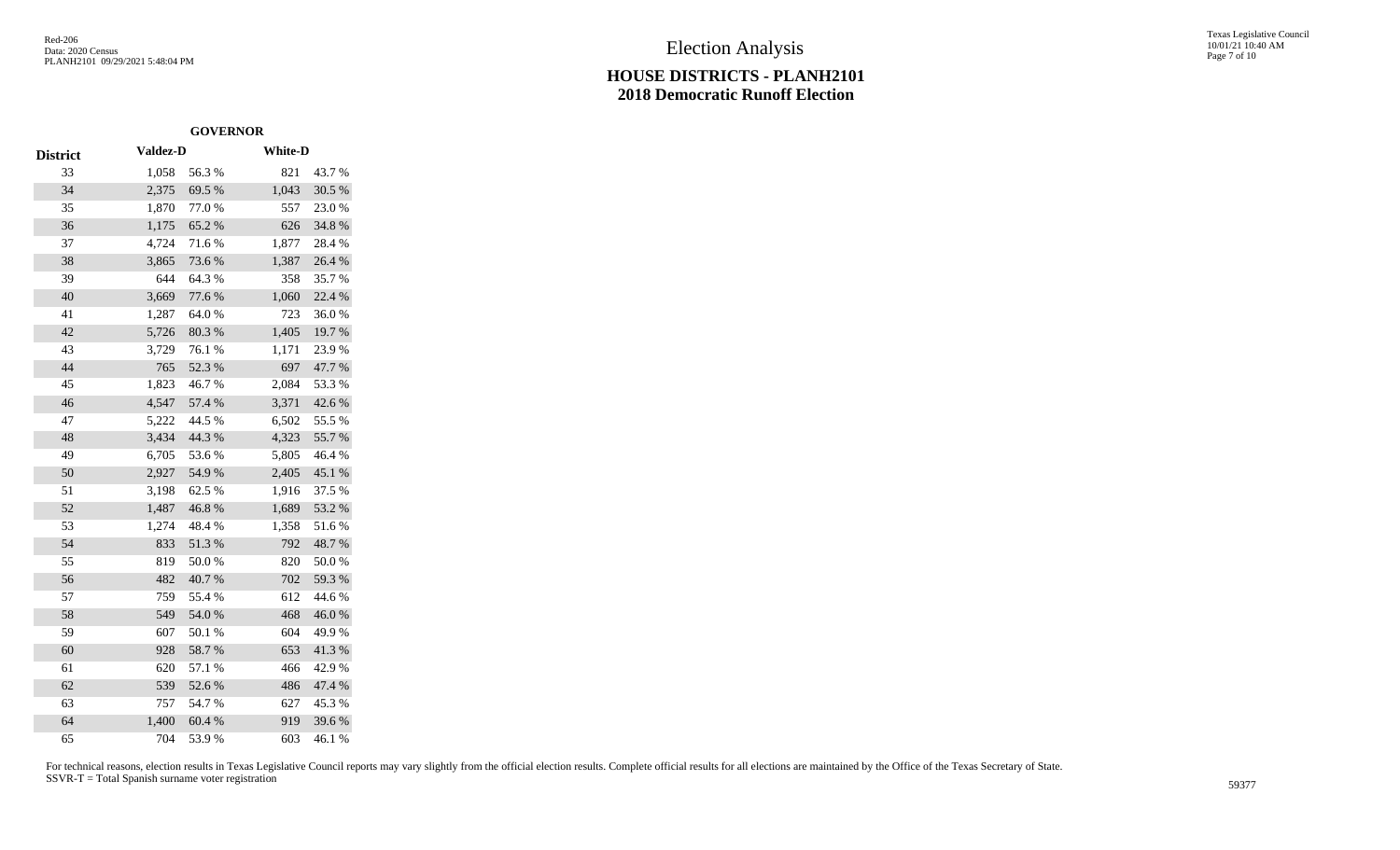# Election Analysis

## HOUSE DISTRICTS - PLANH2101
## 2018 Democratic Runoff Election

| | GOVERNOR | | | |
|---|---|---|---|---|
| District | Valdez-D | | White-D | |
| 33 | 1,058 | 56.3 % | 821 | 43.7 % |
| 34 | 2,375 | 69.5 % | 1,043 | 30.5 % |
| 35 | 1,870 | 77.0 % | 557 | 23.0 % |
| 36 | 1,175 | 65.2 % | 626 | 34.8 % |
| 37 | 4,724 | 71.6 % | 1,877 | 28.4 % |
| 38 | 3,865 | 73.6 % | 1,387 | 26.4 % |
| 39 | 644 | 64.3 % | 358 | 35.7 % |
| 40 | 3,669 | 77.6 % | 1,060 | 22.4 % |
| 41 | 1,287 | 64.0 % | 723 | 36.0 % |
| 42 | 5,726 | 80.3 % | 1,405 | 19.7 % |
| 43 | 3,729 | 76.1 % | 1,171 | 23.9 % |
| 44 | 765 | 52.3 % | 697 | 47.7 % |
| 45 | 1,823 | 46.7 % | 2,084 | 53.3 % |
| 46 | 4,547 | 57.4 % | 3,371 | 42.6 % |
| 47 | 5,222 | 44.5 % | 6,502 | 55.5 % |
| 48 | 3,434 | 44.3 % | 4,323 | 55.7 % |
| 49 | 6,705 | 53.6 % | 5,805 | 46.4 % |
| 50 | 2,927 | 54.9 % | 2,405 | 45.1 % |
| 51 | 3,198 | 62.5 % | 1,916 | 37.5 % |
| 52 | 1,487 | 46.8 % | 1,689 | 53.2 % |
| 53 | 1,274 | 48.4 % | 1,358 | 51.6 % |
| 54 | 833 | 51.3 % | 792 | 48.7 % |
| 55 | 819 | 50.0 % | 820 | 50.0 % |
| 56 | 482 | 40.7 % | 702 | 59.3 % |
| 57 | 759 | 55.4 % | 612 | 44.6 % |
| 58 | 549 | 54.0 % | 468 | 46.0 % |
| 59 | 607 | 50.1 % | 604 | 49.9 % |
| 60 | 928 | 58.7 % | 653 | 41.3 % |
| 61 | 620 | 57.1 % | 466 | 42.9 % |
| 62 | 539 | 52.6 % | 486 | 47.4 % |
| 63 | 757 | 54.7 % | 627 | 45.3 % |
| 64 | 1,400 | 60.4 % | 919 | 39.6 % |
| 65 | 704 | 53.9 % | 603 | 46.1 % |

For technical reasons, election results in Texas Legislative Council reports may vary slightly from the official election results. Complete official results for all elections are maintained by the Office of the Texas Secretary of State.
SSVR-T = Total Spanish surname voter registration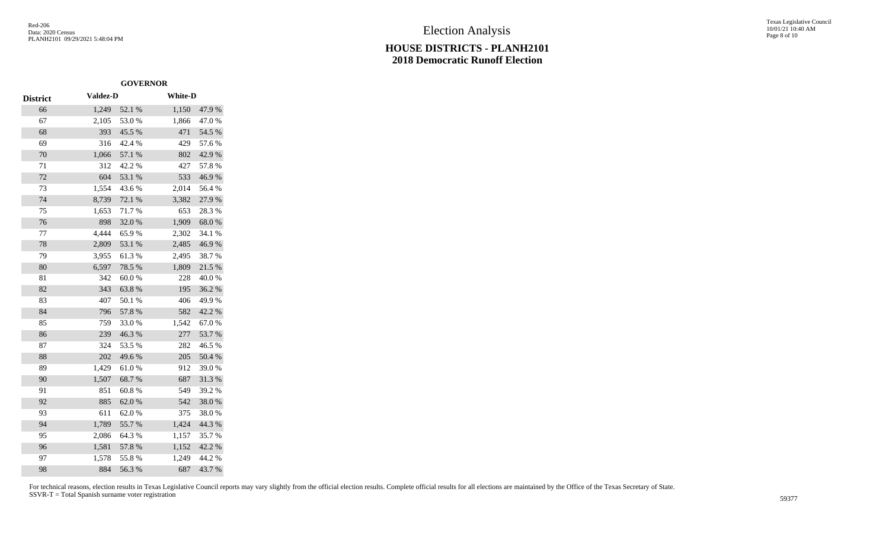# Election Analysis

## HOUSE DISTRICTS - PLANH2101
## 2018 Democratic Runoff Election

| | GOVERNOR | | | |
|---|---|---|---|---|
| District | Valdez-D | | White-D | |
| 66 | 1,249 | 52.1 % | 1,150 | 47.9 % |
| 67 | 2,105 | 53.0 % | 1,866 | 47.0 % |
| 68 | 393 | 45.5 % | 471 | 54.5 % |
| 69 | 316 | 42.4 % | 429 | 57.6 % |
| 70 | 1,066 | 57.1 % | 802 | 42.9 % |
| 71 | 312 | 42.2 % | 427 | 57.8 % |
| 72 | 604 | 53.1 % | 533 | 46.9 % |
| 73 | 1,554 | 43.6 % | 2,014 | 56.4 % |
| 74 | 8,739 | 72.1 % | 3,382 | 27.9 % |
| 75 | 1,653 | 71.7 % | 653 | 28.3 % |
| 76 | 898 | 32.0 % | 1,909 | 68.0 % |
| 77 | 4,444 | 65.9 % | 2,302 | 34.1 % |
| 78 | 2,809 | 53.1 % | 2,485 | 46.9 % |
| 79 | 3,955 | 61.3 % | 2,495 | 38.7 % |
| 80 | 6,597 | 78.5 % | 1,809 | 21.5 % |
| 81 | 342 | 60.0 % | 228 | 40.0 % |
| 82 | 343 | 63.8 % | 195 | 36.2 % |
| 83 | 407 | 50.1 % | 406 | 49.9 % |
| 84 | 796 | 57.8 % | 582 | 42.2 % |
| 85 | 759 | 33.0 % | 1,542 | 67.0 % |
| 86 | 239 | 46.3 % | 277 | 53.7 % |
| 87 | 324 | 53.5 % | 282 | 46.5 % |
| 88 | 202 | 49.6 % | 205 | 50.4 % |
| 89 | 1,429 | 61.0 % | 912 | 39.0 % |
| 90 | 1,507 | 68.7 % | 687 | 31.3 % |
| 91 | 851 | 60.8 % | 549 | 39.2 % |
| 92 | 885 | 62.0 % | 542 | 38.0 % |
| 93 | 611 | 62.0 % | 375 | 38.0 % |
| 94 | 1,789 | 55.7 % | 1,424 | 44.3 % |
| 95 | 2,086 | 64.3 % | 1,157 | 35.7 % |
| 96 | 1,581 | 57.8 % | 1,152 | 42.2 % |
| 97 | 1,578 | 55.8 % | 1,249 | 44.2 % |
| 98 | 884 | 56.3 % | 687 | 43.7 % |

For technical reasons, election results in Texas Legislative Council reports may vary slightly from the official election results. Complete official results for all elections are maintained by the Office of the Texas Secretary of State.
SSVR-T = Total Spanish surname voter registration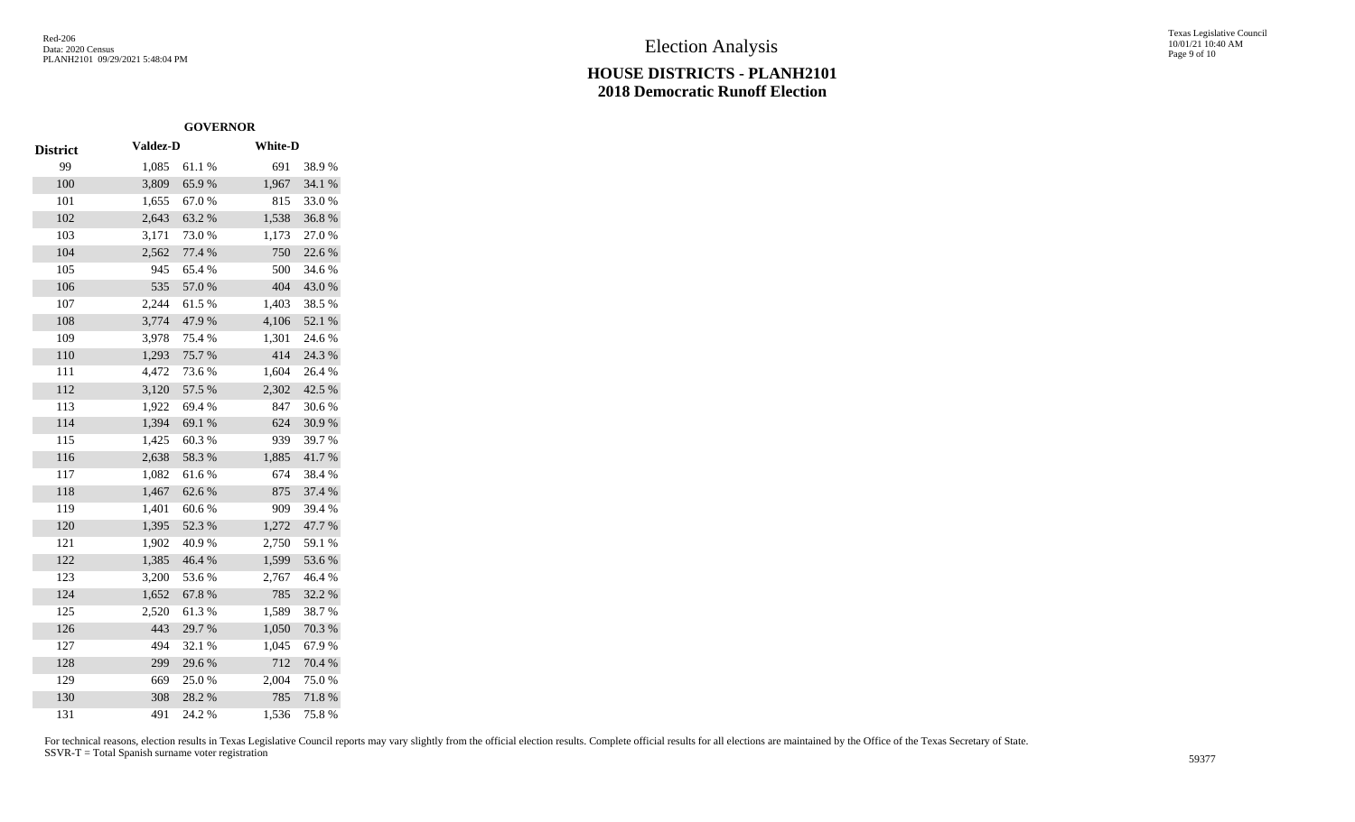Election Analysis

# HOUSE DISTRICTS - PLANH2101
## 2018 Democratic Runoff Election

| | GOVERNOR | | | |
|---|---|---|---|---|
| District | Valdez-D | | White-D | |
| 99 | 1,085 | 61.1 % | 691 | 38.9 % |
| 100 | 3,809 | 65.9 % | 1,967 | 34.1 % |
| 101 | 1,655 | 67.0 % | 815 | 33.0 % |
| 102 | 2,643 | 63.2 % | 1,538 | 36.8 % |
| 103 | 3,171 | 73.0 % | 1,173 | 27.0 % |
| 104 | 2,562 | 77.4 % | 750 | 22.6 % |
| 105 | 945 | 65.4 % | 500 | 34.6 % |
| 106 | 535 | 57.0 % | 404 | 43.0 % |
| 107 | 2,244 | 61.5 % | 1,403 | 38.5 % |
| 108 | 3,774 | 47.9 % | 4,106 | 52.1 % |
| 109 | 3,978 | 75.4 % | 1,301 | 24.6 % |
| 110 | 1,293 | 75.7 % | 414 | 24.3 % |
| 111 | 4,472 | 73.6 % | 1,604 | 26.4 % |
| 112 | 3,120 | 57.5 % | 2,302 | 42.5 % |
| 113 | 1,922 | 69.4 % | 847 | 30.6 % |
| 114 | 1,394 | 69.1 % | 624 | 30.9 % |
| 115 | 1,425 | 60.3 % | 939 | 39.7 % |
| 116 | 2,638 | 58.3 % | 1,885 | 41.7 % |
| 117 | 1,082 | 61.6 % | 674 | 38.4 % |
| 118 | 1,467 | 62.6 % | 875 | 37.4 % |
| 119 | 1,401 | 60.6 % | 909 | 39.4 % |
| 120 | 1,395 | 52.3 % | 1,272 | 47.7 % |
| 121 | 1,902 | 40.9 % | 2,750 | 59.1 % |
| 122 | 1,385 | 46.4 % | 1,599 | 53.6 % |
| 123 | 3,200 | 53.6 % | 2,767 | 46.4 % |
| 124 | 1,652 | 67.8 % | 785 | 32.2 % |
| 125 | 2,520 | 61.3 % | 1,589 | 38.7 % |
| 126 | 443 | 29.7 % | 1,050 | 70.3 % |
| 127 | 494 | 32.1 % | 1,045 | 67.9 % |
| 128 | 299 | 29.6 % | 712 | 70.4 % |
| 129 | 669 | 25.0 % | 2,004 | 75.0 % |
| 130 | 308 | 28.2 % | 785 | 71.8 % |
| 131 | 491 | 24.2 % | 1,536 | 75.8 % |

For technical reasons, election results in Texas Legislative Council reports may vary slightly from the official election results. Complete official results for all elections are maintained by the Office of the Texas Secretary of State.
SSVR-T = Total Spanish surname voter registration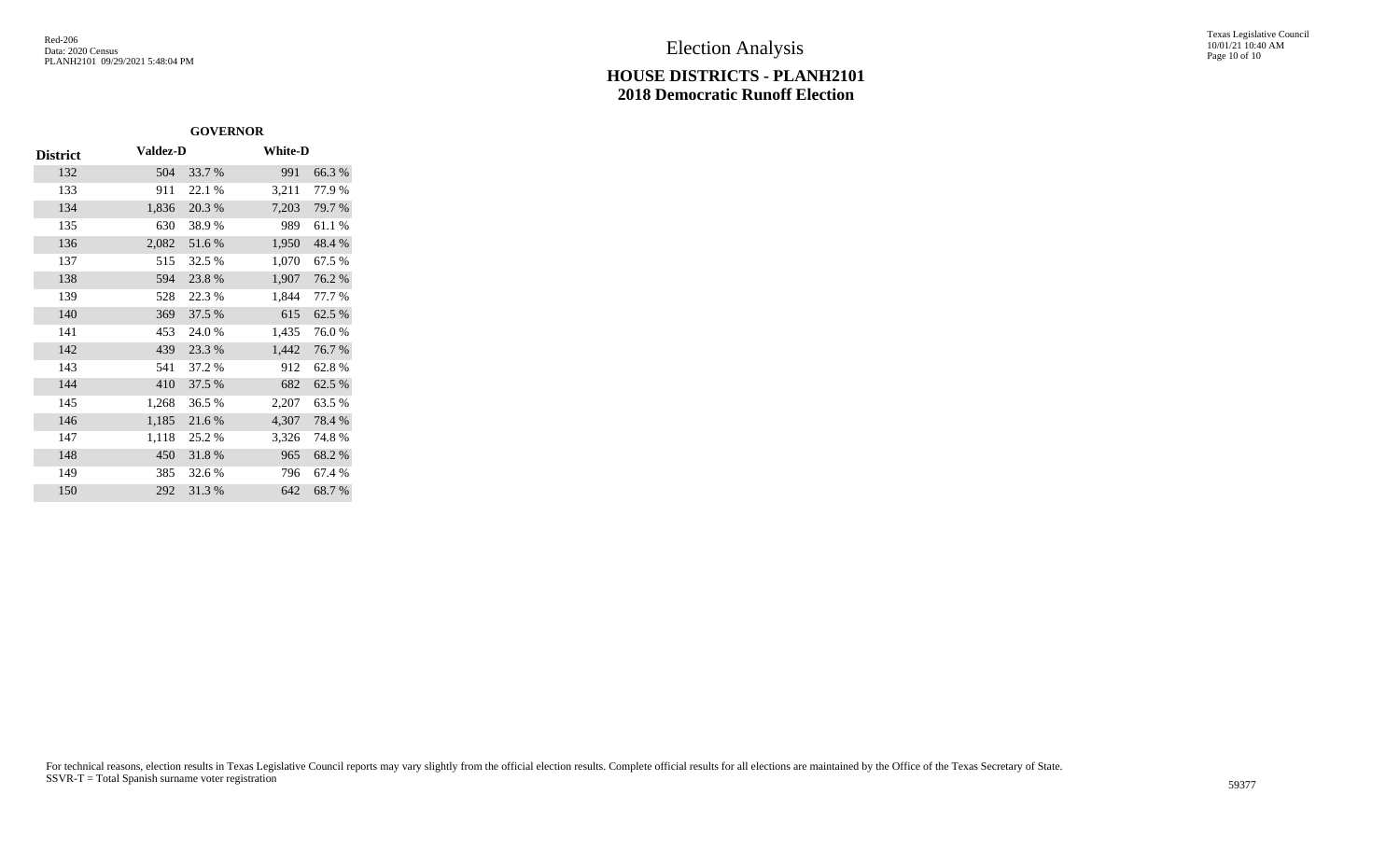# Election Analysis

## HOUSE DISTRICTS - PLANH2101
## 2018 Democratic Runoff Election

| | GOVERNOR | | | |
|---|---|---|---|---|
| District | Valdez-D | | White-D | |
| 132 | 504 | 33.7 % | 991 | 66.3 % |
| 133 | 911 | 22.1 % | 3,211 | 77.9 % |
| 134 | 1,836 | 20.3 % | 7,203 | 79.7 % |
| 135 | 630 | 38.9 % | 989 | 61.1 % |
| 136 | 2,082 | 51.6 % | 1,950 | 48.4 % |
| 137 | 515 | 32.5 % | 1,070 | 67.5 % |
| 138 | 594 | 23.8 % | 1,907 | 76.2 % |
| 139 | 528 | 22.3 % | 1,844 | 77.7 % |
| 140 | 369 | 37.5 % | 615 | 62.5 % |
| 141 | 453 | 24.0 % | 1,435 | 76.0 % |
| 142 | 439 | 23.3 % | 1,442 | 76.7 % |
| 143 | 541 | 37.2 % | 912 | 62.8 % |
| 144 | 410 | 37.5 % | 682 | 62.5 % |
| 145 | 1,268 | 36.5 % | 2,207 | 63.5 % |
| 146 | 1,185 | 21.6 % | 4,307 | 78.4 % |
| 147 | 1,118 | 25.2 % | 3,326 | 74.8 % |
| 148 | 450 | 31.8 % | 965 | 68.2 % |
| 149 | 385 | 32.6 % | 796 | 67.4 % |
| 150 | 292 | 31.3 % | 642 | 68.7 % |

For technical reasons, election results in Texas Legislative Council reports may vary slightly from the official election results. Complete official results for all elections are maintained by the Office of the Texas Secretary of State.
SSVR-T = Total Spanish surname voter registration